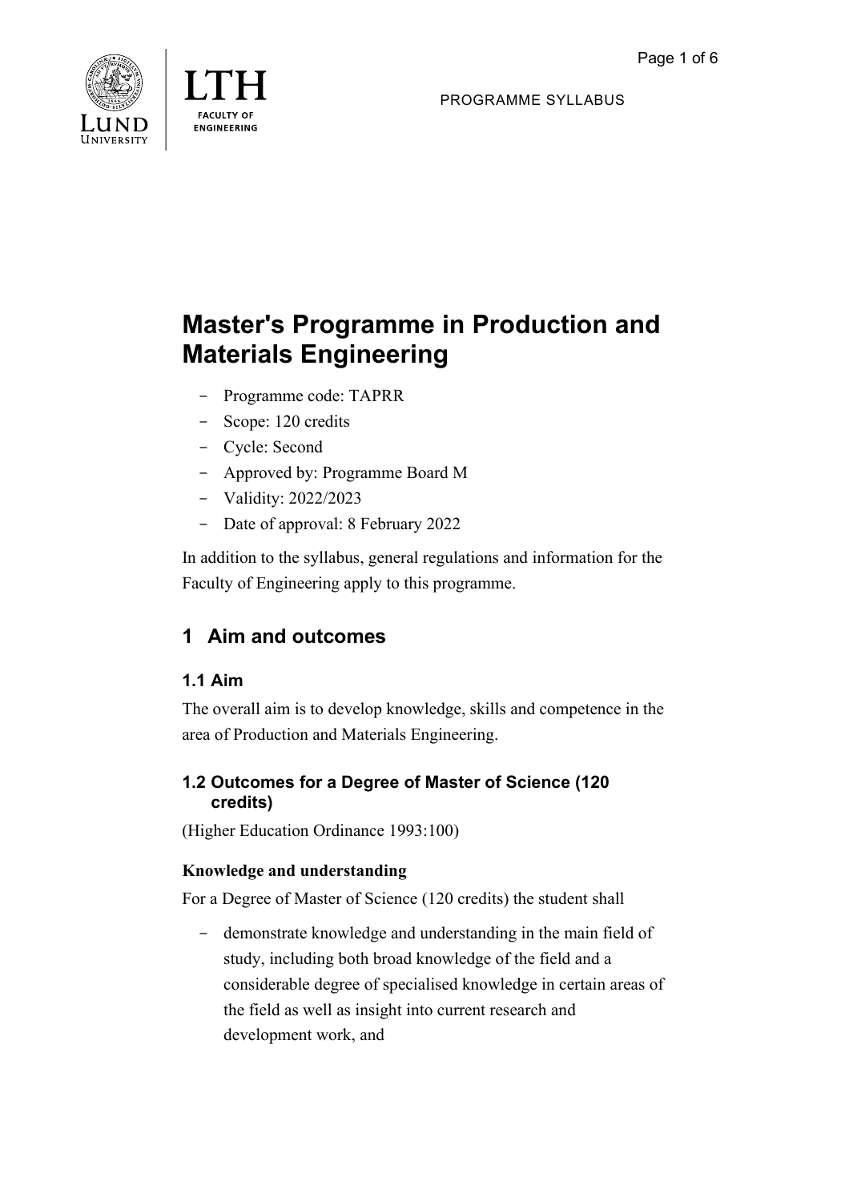PROGRAMME SYLLABUS

# Master's Programme in Production and Materials Engineering

- Programme code: TAPRR
- Scope: 120 credits
- Cycle: Second
- Approved by: Programme Board M
- Validity: 2022/2023
- Date of approval: 8 February 2022

In addition to the syllabus, general regulations and information for the Faculty of Engineering apply to this programme.

## 1 Aim and outcomes

### 1.1 Aim

The overall aim is to develop knowledge, skills and competence in the area of Production and Materials Engineering.

### 1.2 Outcomes for a Degree of Master of Science (120 credits)

(Higher Education Ordinance 1993:100)

**Knowledge and understanding**

For a Degree of Master of Science (120 credits) the student shall

- demonstrate knowledge and understanding in the main field of study, including both broad knowledge of the field and a considerable degree of specialised knowledge in certain areas of the field as well as insight into current research and development work, and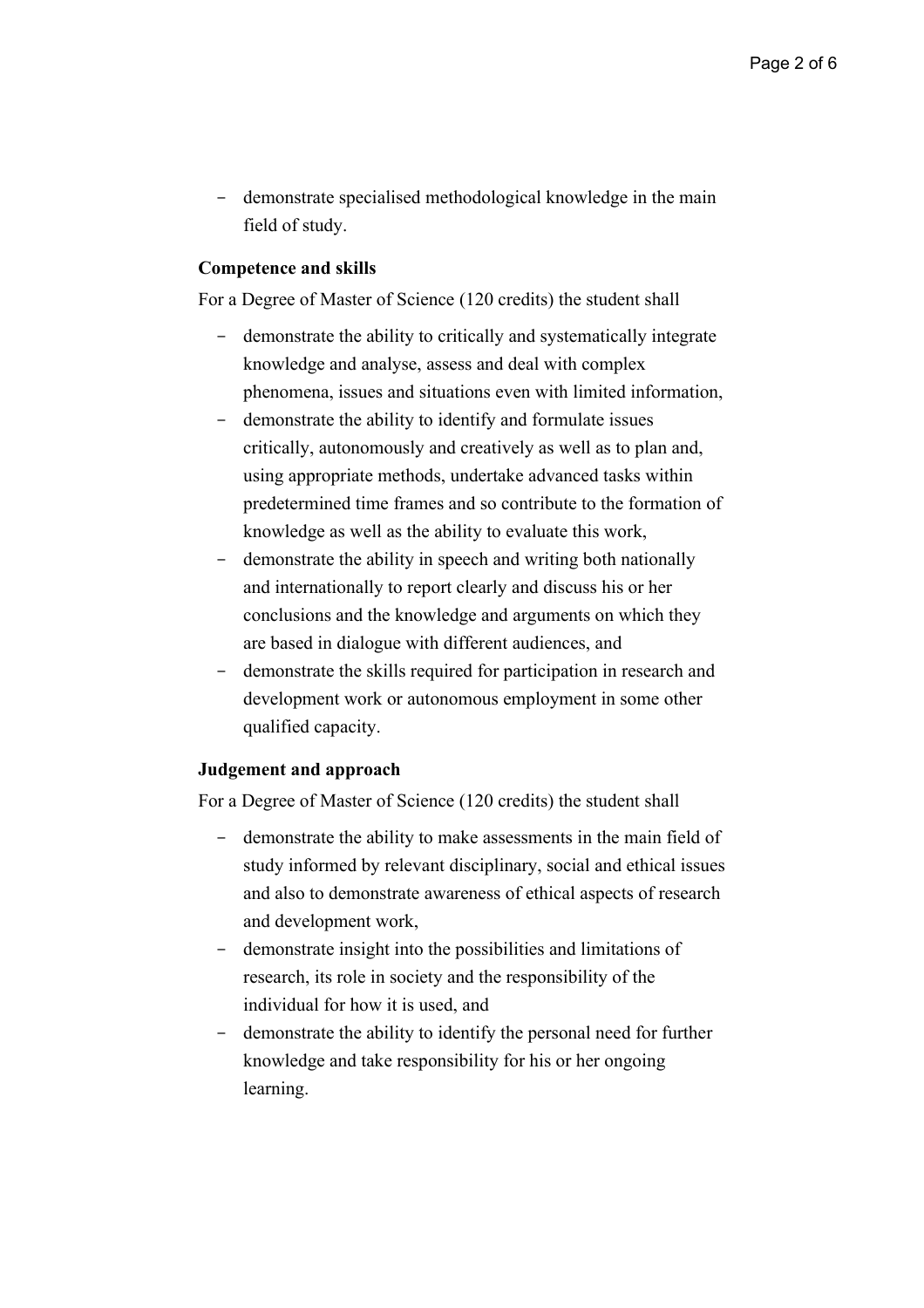- demonstrate specialised methodological knowledge in the main field of study.

**Competence and skills**

For a Degree of Master of Science (120 credits) the student shall

- demonstrate the ability to critically and systematically integrate knowledge and analyse, assess and deal with complex phenomena, issues and situations even with limited information,
- demonstrate the ability to identify and formulate issues critically, autonomously and creatively as well as to plan and, using appropriate methods, undertake advanced tasks within predetermined time frames and so contribute to the formation of knowledge as well as the ability to evaluate this work,
- demonstrate the ability in speech and writing both nationally and internationally to report clearly and discuss his or her conclusions and the knowledge and arguments on which they are based in dialogue with different audiences, and
- demonstrate the skills required for participation in research and development work or autonomous employment in some other qualified capacity.

**Judgement and approach**

For a Degree of Master of Science (120 credits) the student shall

- demonstrate the ability to make assessments in the main field of study informed by relevant disciplinary, social and ethical issues and also to demonstrate awareness of ethical aspects of research and development work,
- demonstrate insight into the possibilities and limitations of research, its role in society and the responsibility of the individual for how it is used, and
- demonstrate the ability to identify the personal need for further knowledge and take responsibility for his or her ongoing learning.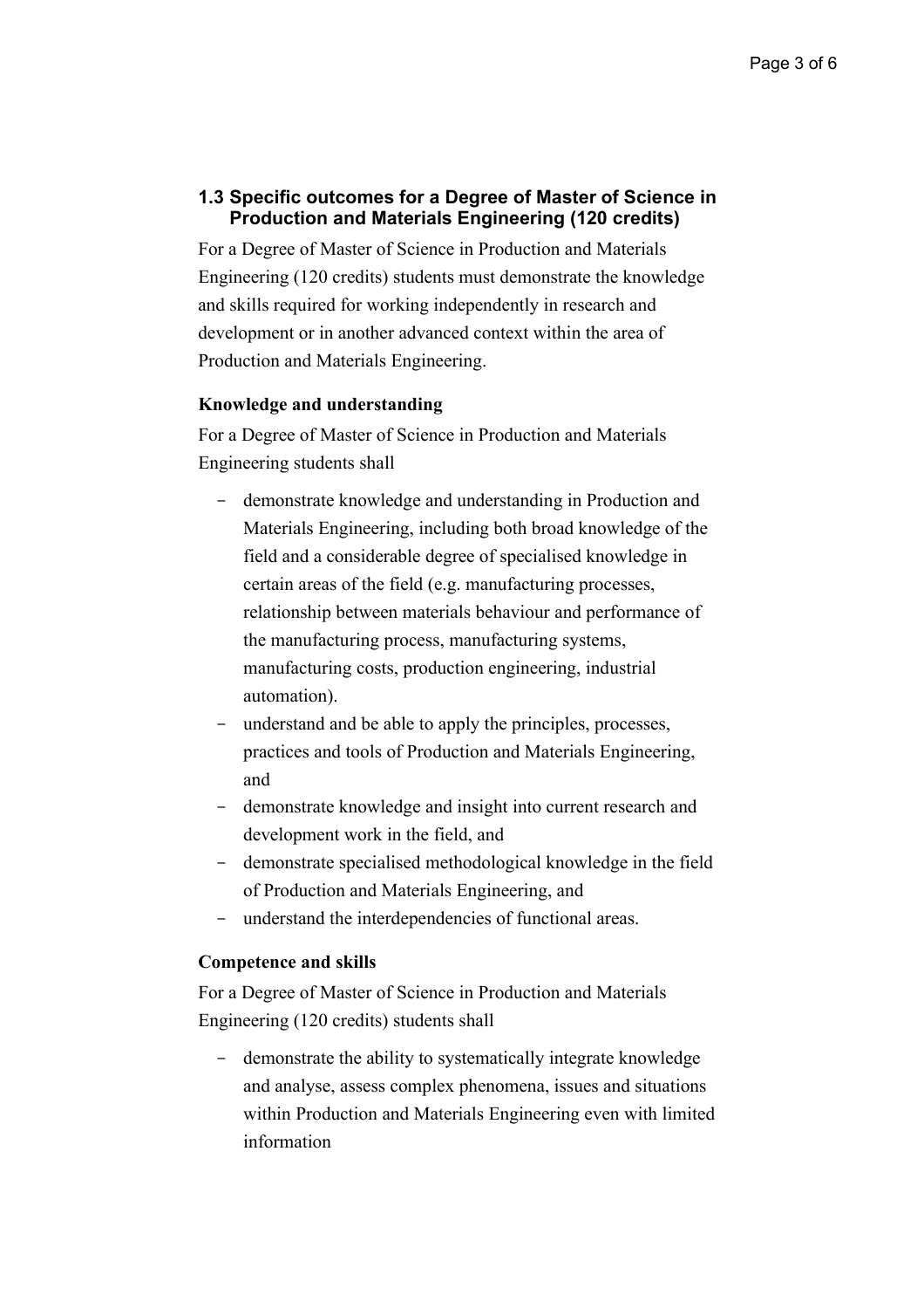### 1.3 Specific outcomes for a Degree of Master of Science in Production and Materials Engineering (120 credits)

For a Degree of Master of Science in Production and Materials Engineering (120 credits) students must demonstrate the knowledge and skills required for working independently in research and development or in another advanced context within the area of Production and Materials Engineering.

**Knowledge and understanding**

For a Degree of Master of Science in Production and Materials Engineering students shall

- demonstrate knowledge and understanding in Production and Materials Engineering, including both broad knowledge of the field and a considerable degree of specialised knowledge in certain areas of the field (e.g. manufacturing processes, relationship between materials behaviour and performance of the manufacturing process, manufacturing systems, manufacturing costs, production engineering, industrial automation).
- understand and be able to apply the principles, processes, practices and tools of Production and Materials Engineering, and
- demonstrate knowledge and insight into current research and development work in the field, and
- demonstrate specialised methodological knowledge in the field of Production and Materials Engineering, and
- understand the interdependencies of functional areas.

**Competence and skills**

For a Degree of Master of Science in Production and Materials Engineering (120 credits) students shall

- demonstrate the ability to systematically integrate knowledge and analyse, assess complex phenomena, issues and situations within Production and Materials Engineering even with limited information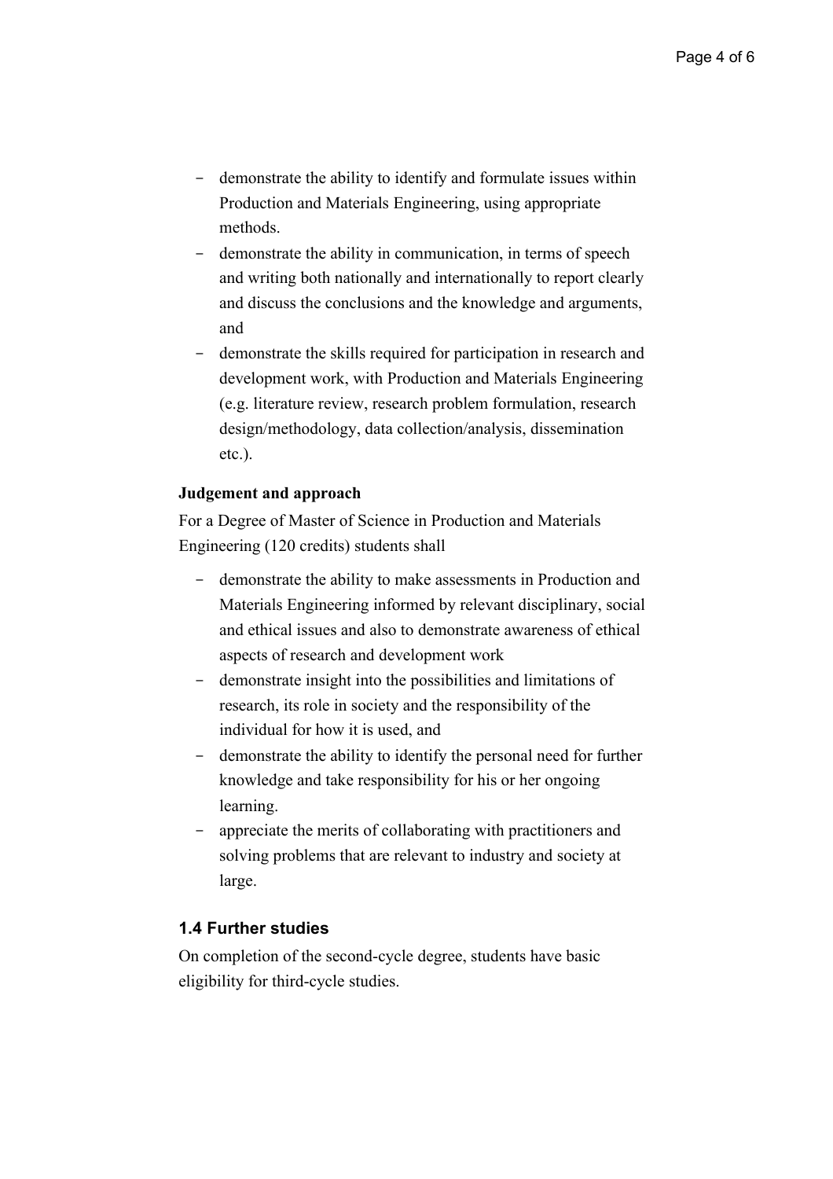- demonstrate the ability to identify and formulate issues within Production and Materials Engineering, using appropriate methods.
- demonstrate the ability in communication, in terms of speech and writing both nationally and internationally to report clearly and discuss the conclusions and the knowledge and arguments, and
- demonstrate the skills required for participation in research and development work, with Production and Materials Engineering (e.g. literature review, research problem formulation, research design/methodology, data collection/analysis, dissemination etc.).

**Judgement and approach**

For a Degree of Master of Science in Production and Materials Engineering (120 credits) students shall

- demonstrate the ability to make assessments in Production and Materials Engineering informed by relevant disciplinary, social and ethical issues and also to demonstrate awareness of ethical aspects of research and development work
- demonstrate insight into the possibilities and limitations of research, its role in society and the responsibility of the individual for how it is used, and
- demonstrate the ability to identify the personal need for further knowledge and take responsibility for his or her ongoing learning.
- appreciate the merits of collaborating with practitioners and solving problems that are relevant to industry and society at large.

### 1.4 Further studies

On completion of the second-cycle degree, students have basic eligibility for third-cycle studies.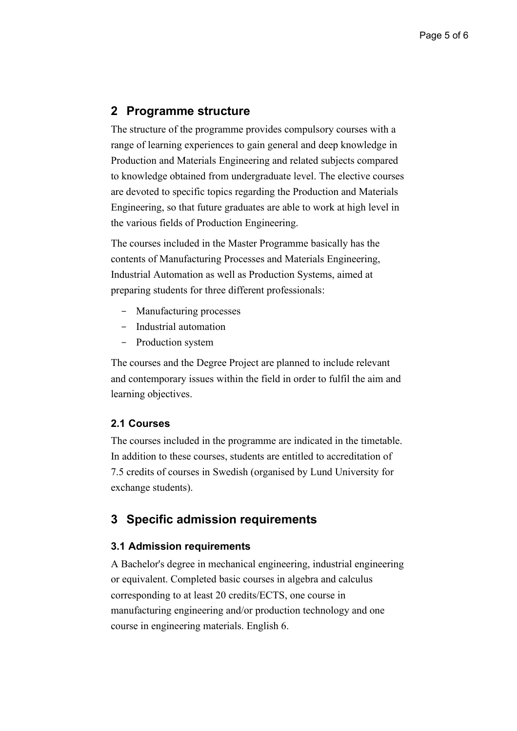## 2 Programme structure

The structure of the programme provides compulsory courses with a range of learning experiences to gain general and deep knowledge in Production and Materials Engineering and related subjects compared to knowledge obtained from undergraduate level. The elective courses are devoted to specific topics regarding the Production and Materials Engineering, so that future graduates are able to work at high level in the various fields of Production Engineering.

The courses included in the Master Programme basically has the contents of Manufacturing Processes and Materials Engineering, Industrial Automation as well as Production Systems, aimed at preparing students for three different professionals:

- Manufacturing processes
- Industrial automation
- Production system

The courses and the Degree Project are planned to include relevant and contemporary issues within the field in order to fulfil the aim and learning objectives.

### 2.1 Courses

The courses included in the programme are indicated in the timetable. In addition to these courses, students are entitled to accreditation of 7.5 credits of courses in Swedish (organised by Lund University for exchange students).

## 3 Specific admission requirements

### 3.1 Admission requirements

A Bachelor's degree in mechanical engineering, industrial engineering or equivalent. Completed basic courses in algebra and calculus corresponding to at least 20 credits/ECTS, one course in manufacturing engineering and/or production technology and one course in engineering materials. English 6.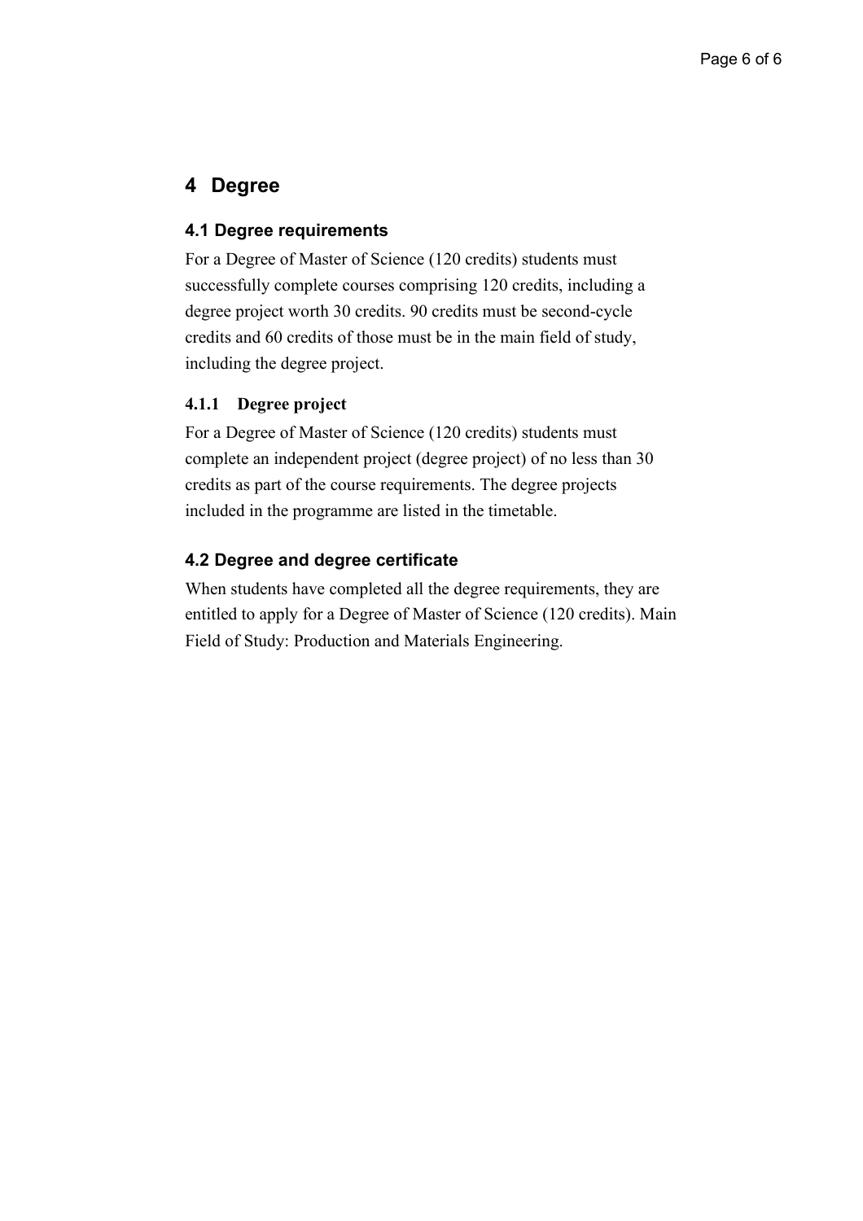# 4 Degree

## 4.1 Degree requirements

For a Degree of Master of Science (120 credits) students must successfully complete courses comprising 120 credits, including a degree project worth 30 credits. 90 credits must be second-cycle credits and 60 credits of those must be in the main field of study, including the degree project.

### 4.1.1 Degree project

For a Degree of Master of Science (120 credits) students must complete an independent project (degree project) of no less than 30 credits as part of the course requirements. The degree projects included in the programme are listed in the timetable.

## 4.2 Degree and degree certificate

When students have completed all the degree requirements, they are entitled to apply for a Degree of Master of Science (120 credits). Main Field of Study: Production and Materials Engineering.